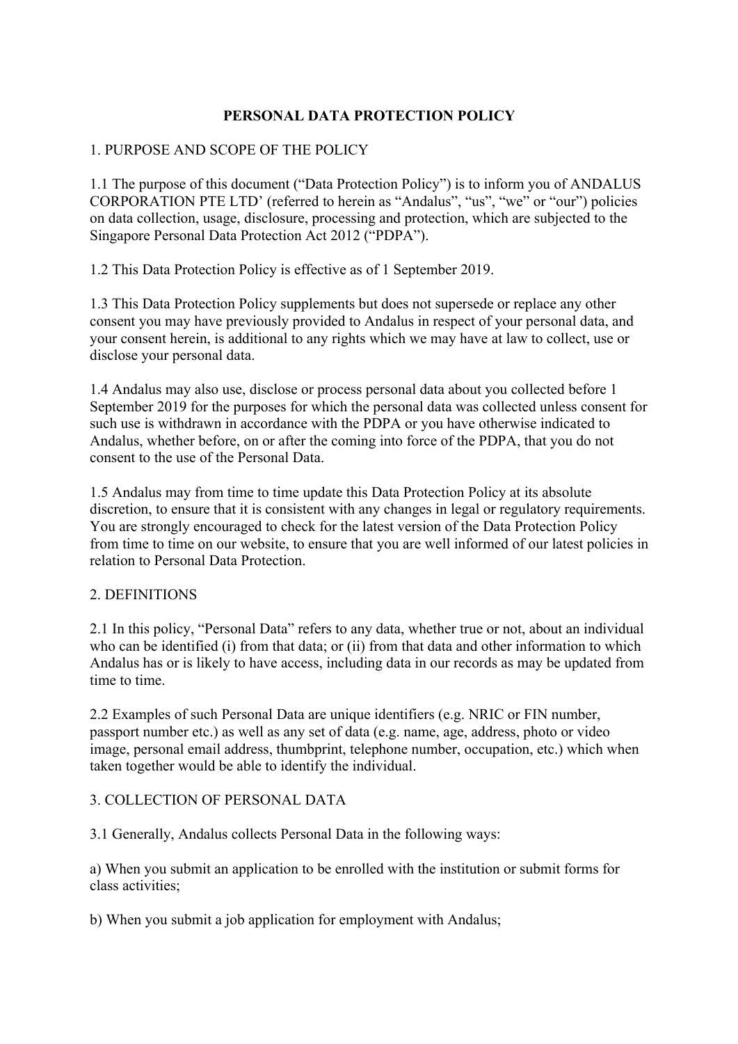# PERSONAL DATA PROTECTION POLICY

## 1. PURPOSE AND SCOPE OF THE POLICY

1.1 The purpose of this document ("Data Protection Policy") is to inform you of ANDALUS CORPORATION PTE LTD' (referred to herein as "Andalus", "us", "we" or "our") policies on data collection, usage, disclosure, processing and protection, which are subjected to the Singapore Personal Data Protection Act 2012 ("PDPA").

1.2 This Data Protection Policy is effective as of 1 September 2019.

1.3 This Data Protection Policy supplements but does not supersede or replace any other consent you may have previously provided to Andalus in respect of your personal data, and your consent herein, is additional to any rights which we may have at law to collect, use or disclose your personal data.

1.4 Andalus may also use, disclose or process personal data about you collected before 1 September 2019 for the purposes for which the personal data was collected unless consent for such use is withdrawn in accordance with the PDPA or you have otherwise indicated to Andalus, whether before, on or after the coming into force of the PDPA, that you do not consent to the use of the Personal Data.

1.5 Andalus may from time to time update this Data Protection Policy at its absolute discretion, to ensure that it is consistent with any changes in legal or regulatory requirements. You are strongly encouraged to check for the latest version of the Data Protection Policy from time to time on our website, to ensure that you are well informed of our latest policies in relation to Personal Data Protection.

## 2. DEFINITIONS

2.1 In this policy, "Personal Data" refers to any data, whether true or not, about an individual who can be identified (i) from that data; or (ii) from that data and other information to which Andalus has or is likely to have access, including data in our records as may be updated from time to time.

2.2 Examples of such Personal Data are unique identifiers (e.g. NRIC or FIN number, passport number etc.) as well as any set of data (e.g. name, age, address, photo or video image, personal email address, thumbprint, telephone number, occupation, etc.) which when taken together would be able to identify the individual.

## 3. COLLECTION OF PERSONAL DATA

3.1 Generally, Andalus collects Personal Data in the following ways:

a) When you submit an application to be enrolled with the institution or submit forms for class activities;

b) When you submit a job application for employment with Andalus;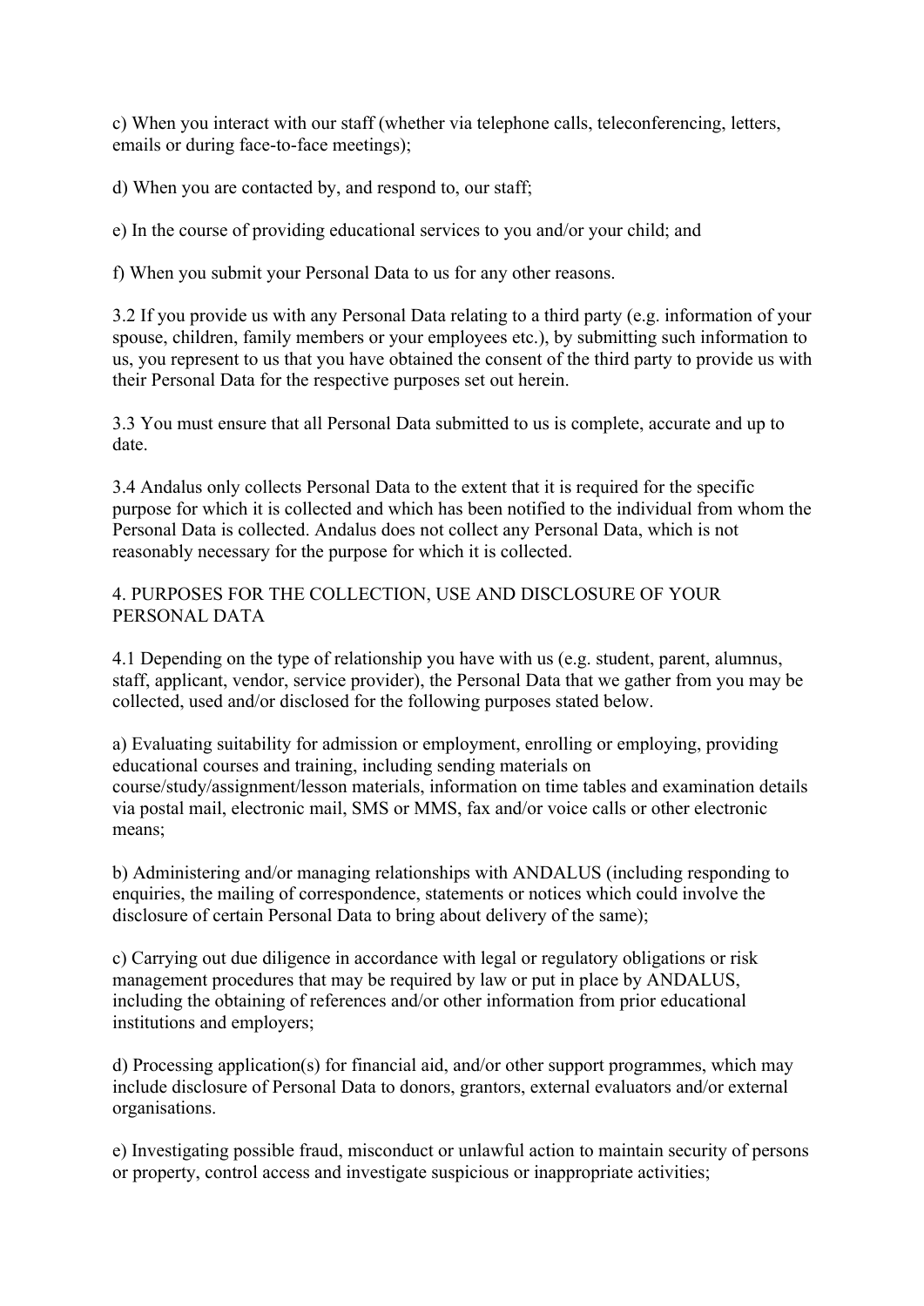c) When you interact with our staff (whether via telephone calls, teleconferencing, letters, emails or during face-to-face meetings);

d) When you are contacted by, and respond to, our staff;

e) In the course of providing educational services to you and/or your child; and

f) When you submit your Personal Data to us for any other reasons.

3.2 If you provide us with any Personal Data relating to a third party (e.g. information of your spouse, children, family members or your employees etc.), by submitting such information to us, you represent to us that you have obtained the consent of the third party to provide us with their Personal Data for the respective purposes set out herein.

3.3 You must ensure that all Personal Data submitted to us is complete, accurate and up to date.

3.4 Andalus only collects Personal Data to the extent that it is required for the specific purpose for which it is collected and which has been notified to the individual from whom the Personal Data is collected. Andalus does not collect any Personal Data, which is not reasonably necessary for the purpose for which it is collected.

4. PURPOSES FOR THE COLLECTION, USE AND DISCLOSURE OF YOUR PERSONAL DATA

4.1 Depending on the type of relationship you have with us (e.g. student, parent, alumnus, staff, applicant, vendor, service provider), the Personal Data that we gather from you may be collected, used and/or disclosed for the following purposes stated below.

a) Evaluating suitability for admission or employment, enrolling or employing, providing educational courses and training, including sending materials on course/study/assignment/lesson materials, information on time tables and examination details via postal mail, electronic mail, SMS or MMS, fax and/or voice calls or other electronic means;

b) Administering and/or managing relationships with ANDALUS (including responding to enquiries, the mailing of correspondence, statements or notices which could involve the disclosure of certain Personal Data to bring about delivery of the same);

c) Carrying out due diligence in accordance with legal or regulatory obligations or risk management procedures that may be required by law or put in place by ANDALUS, including the obtaining of references and/or other information from prior educational institutions and employers;

d) Processing application(s) for financial aid, and/or other support programmes, which may include disclosure of Personal Data to donors, grantors, external evaluators and/or external organisations.

e) Investigating possible fraud, misconduct or unlawful action to maintain security of persons or property, control access and investigate suspicious or inappropriate activities;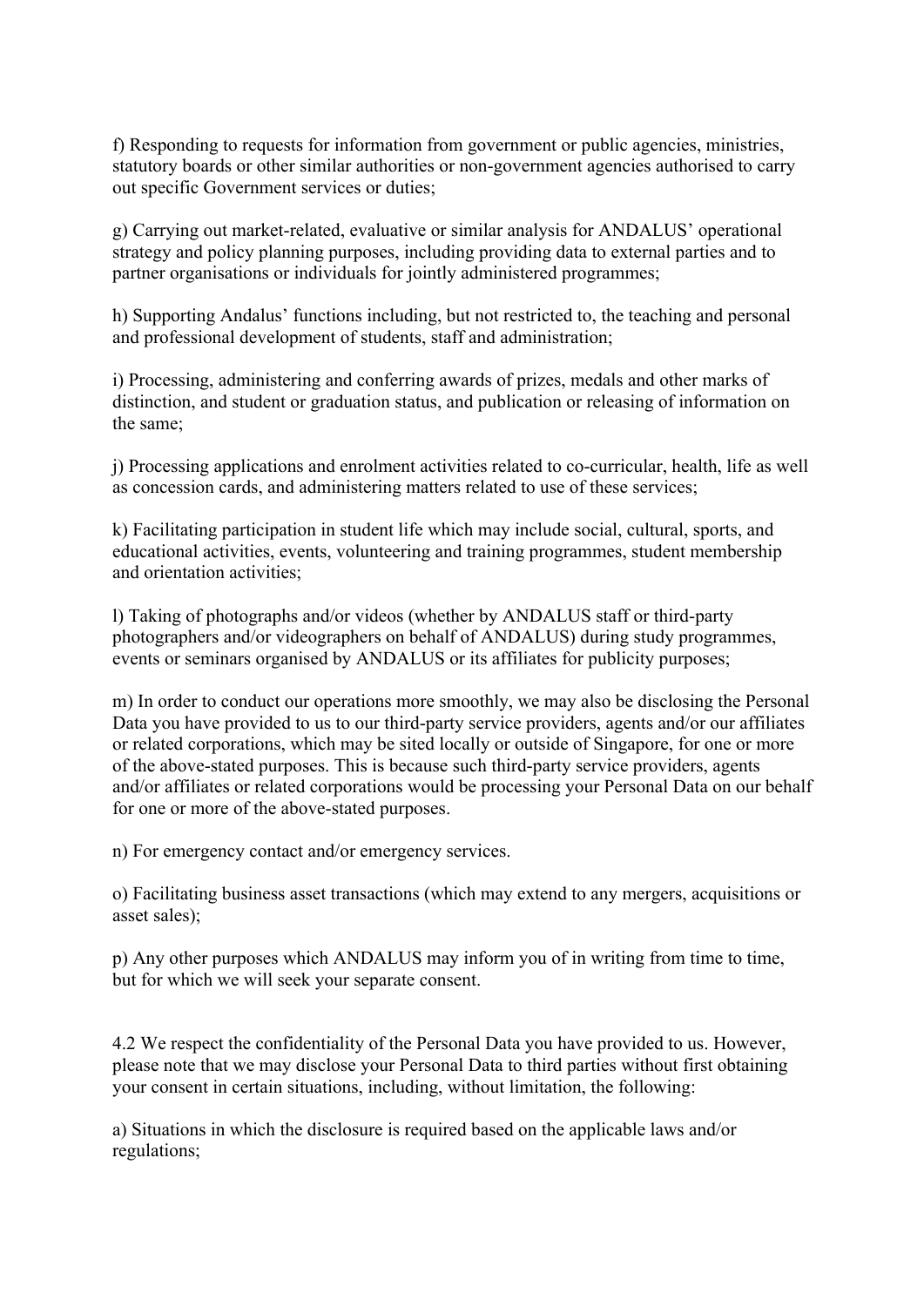f) Responding to requests for information from government or public agencies, ministries, statutory boards or other similar authorities or non-government agencies authorised to carry out specific Government services or duties;

g) Carrying out market-related, evaluative or similar analysis for ANDALUS' operational strategy and policy planning purposes, including providing data to external parties and to partner organisations or individuals for jointly administered programmes;

h) Supporting Andalus' functions including, but not restricted to, the teaching and personal and professional development of students, staff and administration;

i) Processing, administering and conferring awards of prizes, medals and other marks of distinction, and student or graduation status, and publication or releasing of information on the same;

j) Processing applications and enrolment activities related to co-curricular, health, life as well as concession cards, and administering matters related to use of these services;

k) Facilitating participation in student life which may include social, cultural, sports, and educational activities, events, volunteering and training programmes, student membership and orientation activities;

l) Taking of photographs and/or videos (whether by ANDALUS staff or third-party photographers and/or videographers on behalf of ANDALUS) during study programmes, events or seminars organised by ANDALUS or its affiliates for publicity purposes;

m) In order to conduct our operations more smoothly, we may also be disclosing the Personal Data you have provided to us to our third-party service providers, agents and/or our affiliates or related corporations, which may be sited locally or outside of Singapore, for one or more of the above-stated purposes. This is because such third-party service providers, agents and/or affiliates or related corporations would be processing your Personal Data on our behalf for one or more of the above-stated purposes.

n) For emergency contact and/or emergency services.

o) Facilitating business asset transactions (which may extend to any mergers, acquisitions or asset sales);

p) Any other purposes which ANDALUS may inform you of in writing from time to time, but for which we will seek your separate consent.

4.2 We respect the confidentiality of the Personal Data you have provided to us. However, please note that we may disclose your Personal Data to third parties without first obtaining your consent in certain situations, including, without limitation, the following:

a) Situations in which the disclosure is required based on the applicable laws and/or regulations;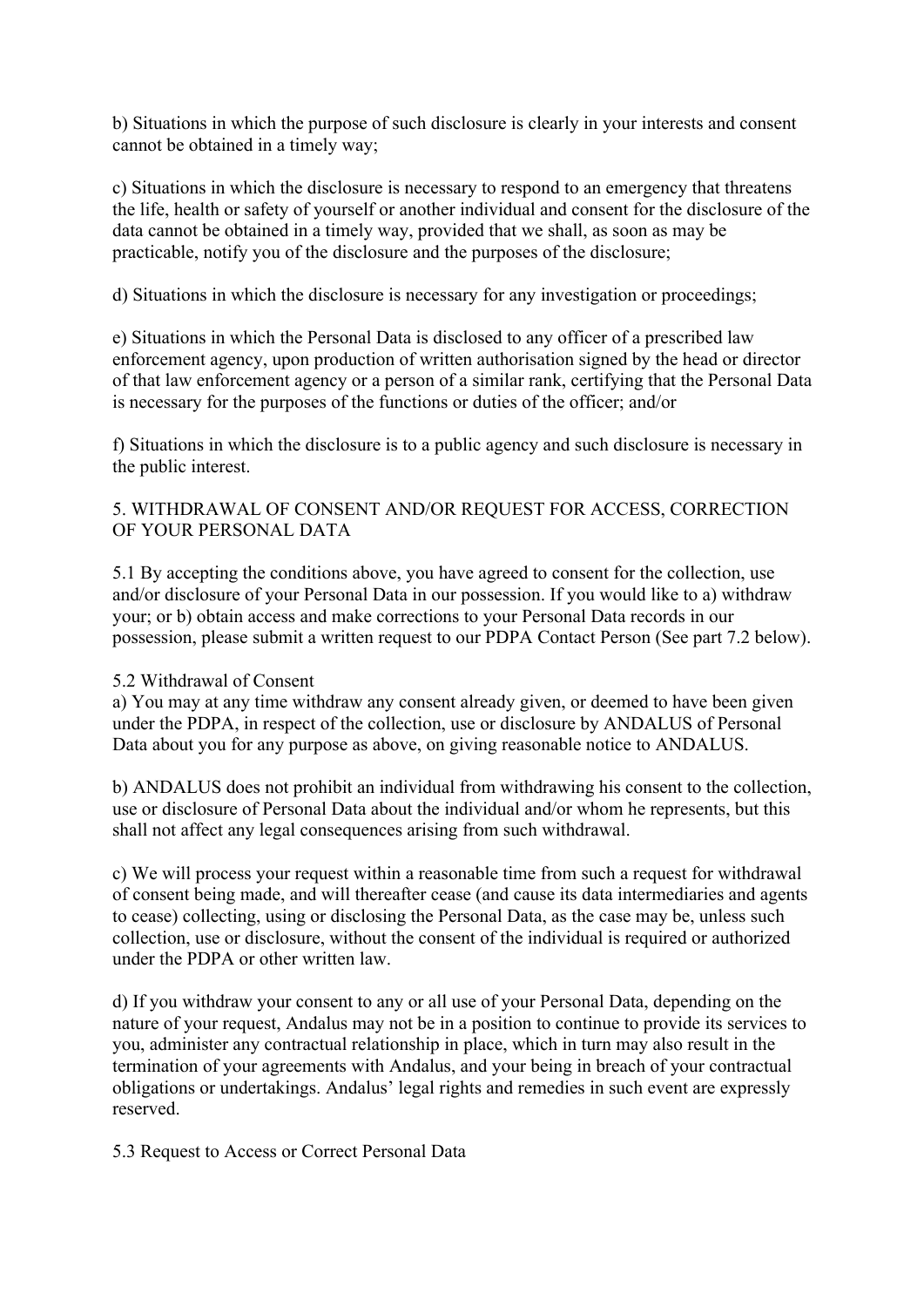b) Situations in which the purpose of such disclosure is clearly in your interests and consent cannot be obtained in a timely way;

c) Situations in which the disclosure is necessary to respond to an emergency that threatens the life, health or safety of yourself or another individual and consent for the disclosure of the data cannot be obtained in a timely way, provided that we shall, as soon as may be practicable, notify you of the disclosure and the purposes of the disclosure;

d) Situations in which the disclosure is necessary for any investigation or proceedings;

e) Situations in which the Personal Data is disclosed to any officer of a prescribed law enforcement agency, upon production of written authorisation signed by the head or director of that law enforcement agency or a person of a similar rank, certifying that the Personal Data is necessary for the purposes of the functions or duties of the officer; and/or

f) Situations in which the disclosure is to a public agency and such disclosure is necessary in the public interest.

5. WITHDRAWAL OF CONSENT AND/OR REQUEST FOR ACCESS, CORRECTION OF YOUR PERSONAL DATA

5.1 By accepting the conditions above, you have agreed to consent for the collection, use and/or disclosure of your Personal Data in our possession. If you would like to a) withdraw your; or b) obtain access and make corrections to your Personal Data records in our possession, please submit a written request to our PDPA Contact Person (See part 7.2 below).

5.2 Withdrawal of Consent

a) You may at any time withdraw any consent already given, or deemed to have been given under the PDPA, in respect of the collection, use or disclosure by ANDALUS of Personal Data about you for any purpose as above, on giving reasonable notice to ANDALUS.

b) ANDALUS does not prohibit an individual from withdrawing his consent to the collection, use or disclosure of Personal Data about the individual and/or whom he represents, but this shall not affect any legal consequences arising from such withdrawal.

c) We will process your request within a reasonable time from such a request for withdrawal of consent being made, and will thereafter cease (and cause its data intermediaries and agents to cease) collecting, using or disclosing the Personal Data, as the case may be, unless such collection, use or disclosure, without the consent of the individual is required or authorized under the PDPA or other written law.

d) If you withdraw your consent to any or all use of your Personal Data, depending on the nature of your request, Andalus may not be in a position to continue to provide its services to you, administer any contractual relationship in place, which in turn may also result in the termination of your agreements with Andalus, and your being in breach of your contractual obligations or undertakings. Andalus' legal rights and remedies in such event are expressly reserved.

5.3 Request to Access or Correct Personal Data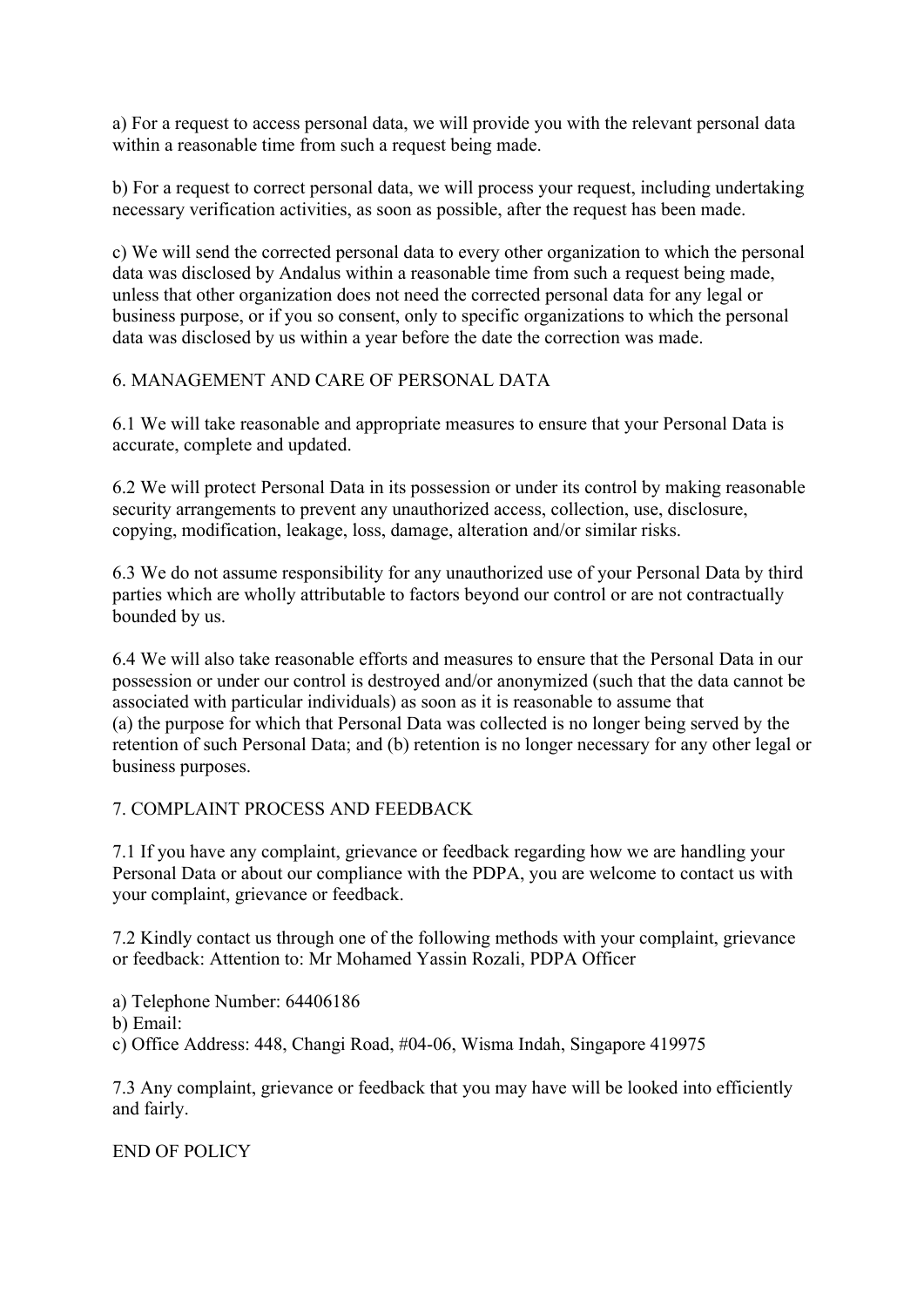a) For a request to access personal data, we will provide you with the relevant personal data within a reasonable time from such a request being made.

b) For a request to correct personal data, we will process your request, including undertaking necessary verification activities, as soon as possible, after the request has been made.

c) We will send the corrected personal data to every other organization to which the personal data was disclosed by Andalus within a reasonable time from such a request being made, unless that other organization does not need the corrected personal data for any legal or business purpose, or if you so consent, only to specific organizations to which the personal data was disclosed by us within a year before the date the correction was made.

## 6. MANAGEMENT AND CARE OF PERSONAL DATA

6.1 We will take reasonable and appropriate measures to ensure that your Personal Data is accurate, complete and updated.

6.2 We will protect Personal Data in its possession or under its control by making reasonable security arrangements to prevent any unauthorized access, collection, use, disclosure, copying, modification, leakage, loss, damage, alteration and/or similar risks.

6.3 We do not assume responsibility for any unauthorized use of your Personal Data by third parties which are wholly attributable to factors beyond our control or are not contractually bounded by us.

6.4 We will also take reasonable efforts and measures to ensure that the Personal Data in our possession or under our control is destroyed and/or anonymized (such that the data cannot be associated with particular individuals) as soon as it is reasonable to assume that
(a) the purpose for which that Personal Data was collected is no longer being served by the retention of such Personal Data; and (b) retention is no longer necessary for any other legal or business purposes.

## 7. COMPLAINT PROCESS AND FEEDBACK

7.1 If you have any complaint, grievance or feedback regarding how we are handling your Personal Data or about our compliance with the PDPA, you are welcome to contact us with your complaint, grievance or feedback.

7.2 Kindly contact us through one of the following methods with your complaint, grievance or feedback: Attention to: Mr Mohamed Yassin Rozali, PDPA Officer

a) Telephone Number: 64406186
b) Email:
c) Office Address: 448, Changi Road, #04-06, Wisma Indah, Singapore 419975

7.3 Any complaint, grievance or feedback that you may have will be looked into efficiently and fairly.

END OF POLICY